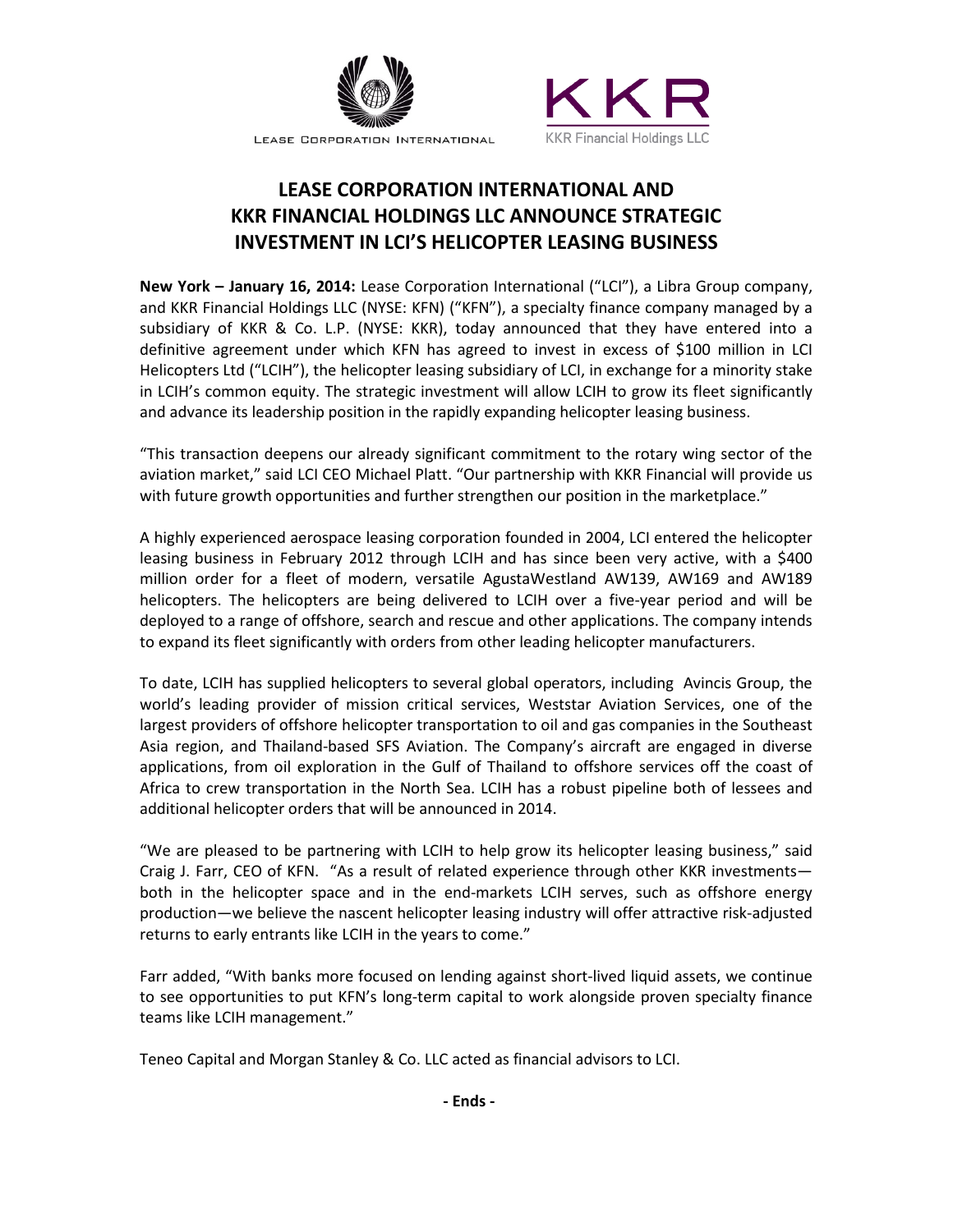LEASE CORPORATION INTERNATIONAL

KKR Financial Holdings LLC

# LEASE CORPORATION INTERNATIONAL AND KKR FINANCIAL HOLDINGS LLC ANNOUNCE STRATEGIC INVESTMENT IN LCI'S HELICOPTER LEASING BUSINESS

**New York – January 16, 2014:** Lease Corporation International ("LCI"), a Libra Group company, and KKR Financial Holdings LLC (NYSE: KFN) ("KFN"), a specialty finance company managed by a subsidiary of KKR & Co. L.P. (NYSE: KKR), today announced that they have entered into a definitive agreement under which KFN has agreed to invest in excess of $100 million in LCI Helicopters Ltd ("LCIH"), the helicopter leasing subsidiary of LCI, in exchange for a minority stake in LCIH's common equity. The strategic investment will allow LCIH to grow its fleet significantly and advance its leadership position in the rapidly expanding helicopter leasing business.

"This transaction deepens our already significant commitment to the rotary wing sector of the aviation market," said LCI CEO Michael Platt. "Our partnership with KKR Financial will provide us with future growth opportunities and further strengthen our position in the marketplace."

A highly experienced aerospace leasing corporation founded in 2004, LCI entered the helicopter leasing business in February 2012 through LCIH and has since been very active, with a $400 million order for a fleet of modern, versatile AgustaWestland AW139, AW169 and AW189 helicopters. The helicopters are being delivered to LCIH over a five-year period and will be deployed to a range of offshore, search and rescue and other applications. The company intends to expand its fleet significantly with orders from other leading helicopter manufacturers.

To date, LCIH has supplied helicopters to several global operators, including Avincis Group, the world's leading provider of mission critical services, Weststar Aviation Services, one of the largest providers of offshore helicopter transportation to oil and gas companies in the Southeast Asia region, and Thailand-based SFS Aviation. The Company's aircraft are engaged in diverse applications, from oil exploration in the Gulf of Thailand to offshore services off the coast of Africa to crew transportation in the North Sea. LCIH has a robust pipeline both of lessees and additional helicopter orders that will be announced in 2014.

"We are pleased to be partnering with LCIH to help grow its helicopter leasing business," said Craig J. Farr, CEO of KFN. "As a result of related experience through other KKR investments—both in the helicopter space and in the end-markets LCIH serves, such as offshore energy production—we believe the nascent helicopter leasing industry will offer attractive risk-adjusted returns to early entrants like LCIH in the years to come."

Farr added, "With banks more focused on lending against short-lived liquid assets, we continue to see opportunities to put KFN's long-term capital to work alongside proven specialty finance teams like LCIH management."

Teneo Capital and Morgan Stanley & Co. LLC acted as financial advisors to LCI.

**- Ends -**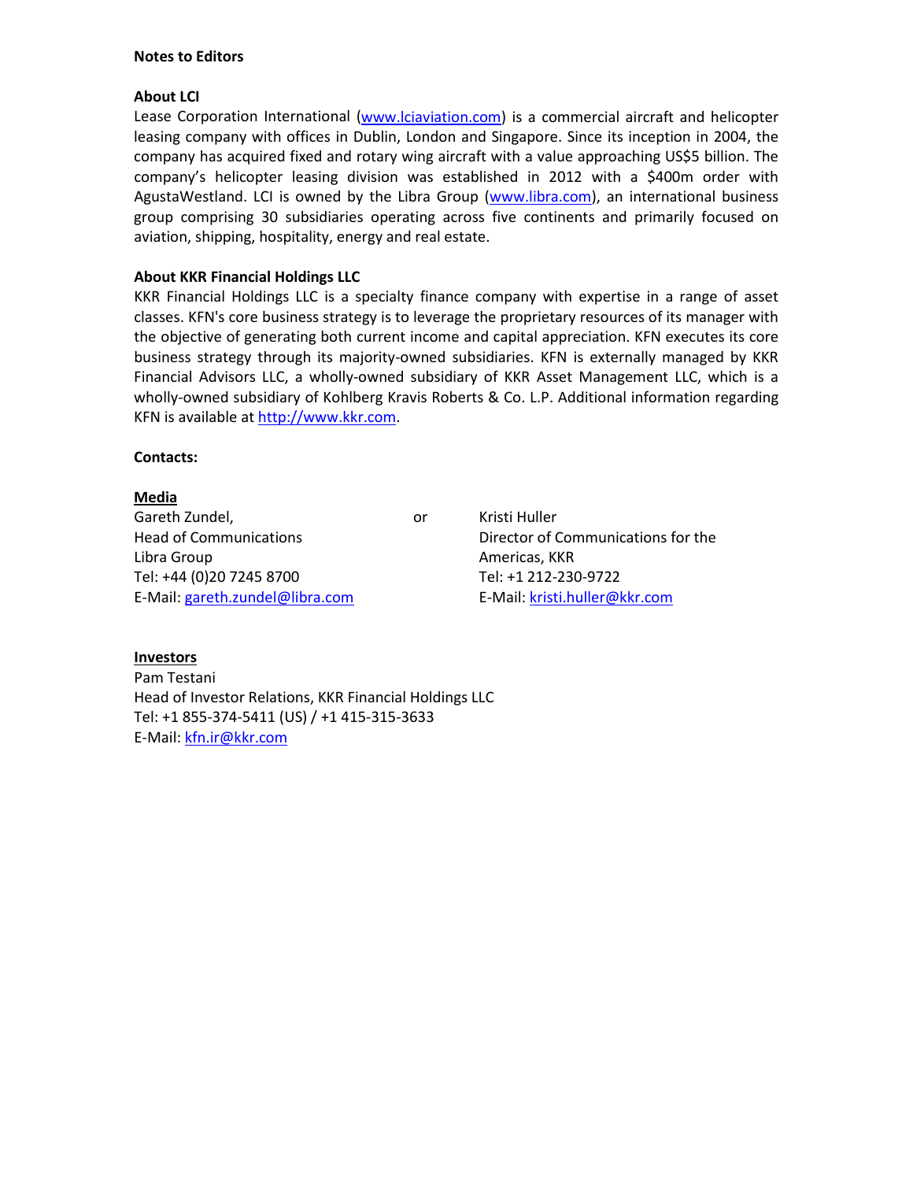**Notes to Editors**

**About LCI**

Lease Corporation International (www.lciaviation.com) is a commercial aircraft and helicopter leasing company with offices in Dublin, London and Singapore. Since its inception in 2004, the company has acquired fixed and rotary wing aircraft with a value approaching US$5 billion. The company's helicopter leasing division was established in 2012 with a $400m order with AgustaWestland. LCI is owned by the Libra Group (www.libra.com), an international business group comprising 30 subsidiaries operating across five continents and primarily focused on aviation, shipping, hospitality, energy and real estate.

**About KKR Financial Holdings LLC**

KKR Financial Holdings LLC is a specialty finance company with expertise in a range of asset classes. KFN's core business strategy is to leverage the proprietary resources of its manager with the objective of generating both current income and capital appreciation. KFN executes its core business strategy through its majority-owned subsidiaries. KFN is externally managed by KKR Financial Advisors LLC, a wholly-owned subsidiary of KKR Asset Management LLC, which is a wholly-owned subsidiary of Kohlberg Kravis Roberts & Co. L.P. Additional information regarding KFN is available at http://www.kkr.com.

**Contacts:**

**Media**

Gareth Zundel,
Head of Communications
Libra Group
Tel: +44 (0)20 7245 8700
E-Mail: gareth.zundel@libra.com

or

Kristi Huller
Director of Communications for the Americas, KKR
Tel: +1 212-230-9722
E-Mail: kristi.huller@kkr.com

**Investors**

Pam Testani
Head of Investor Relations, KKR Financial Holdings LLC
Tel: +1 855-374-5411 (US) / +1 415-315-3633
E-Mail: kfn.ir@kkr.com